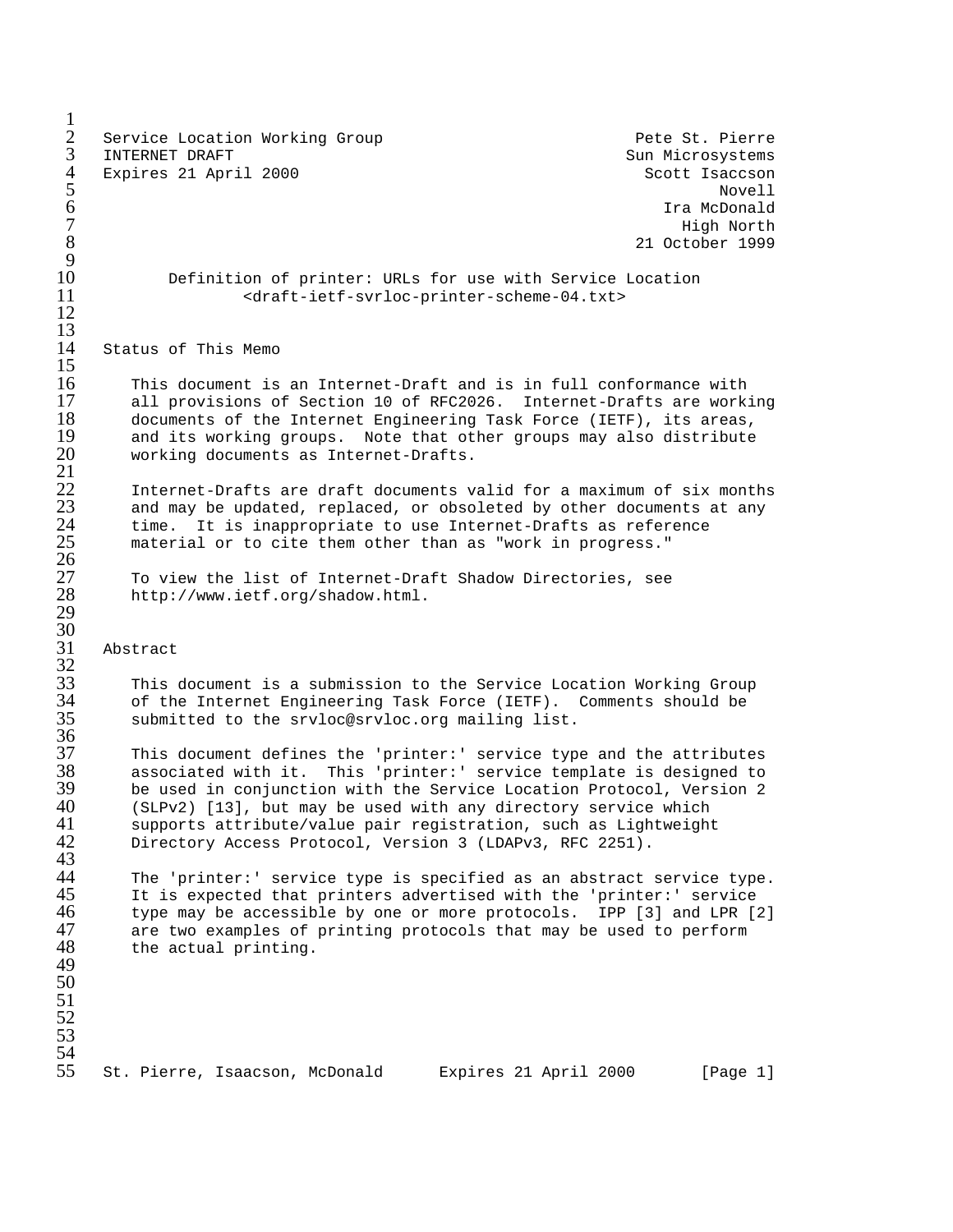Service Location Working Group — Pete St. Pierre
INTERNET DRAFT — Sun Microsystems
Expires 21 April 2000 — Scott Isaccson, Novell
Ira McDonald, High North
21 October 1999

# Definition of printer: URLs for use with Service Location

<draft-ietf-svrloc-printer-scheme-04.txt>

## Status of This Memo

This document is an Internet-Draft and is in full conformance with all provisions of Section 10 of RFC2026. Internet-Drafts are working documents of the Internet Engineering Task Force (IETF), its areas, and its working groups. Note that other groups may also distribute working documents as Internet-Drafts.

Internet-Drafts are draft documents valid for a maximum of six months and may be updated, replaced, or obsoleted by other documents at any time. It is inappropriate to use Internet-Drafts as reference material or to cite them other than as "work in progress."

To view the list of Internet-Draft Shadow Directories, see http://www.ietf.org/shadow.html.

## Abstract

This document is a submission to the Service Location Working Group of the Internet Engineering Task Force (IETF). Comments should be submitted to the srvloc@srvloc.org mailing list.

This document defines the 'printer:' service type and the attributes associated with it. This 'printer:' service template is designed to be used in conjunction with the Service Location Protocol, Version 2 (SLPv2) [13], but may be used with any directory service which supports attribute/value pair registration, such as Lightweight Directory Access Protocol, Version 3 (LDAPv3, RFC 2251).

The 'printer:' service type is specified as an abstract service type. It is expected that printers advertised with the 'printer:' service type may be accessible by one or more protocols. IPP [3] and LPR [2] are two examples of printing protocols that may be used to perform the actual printing.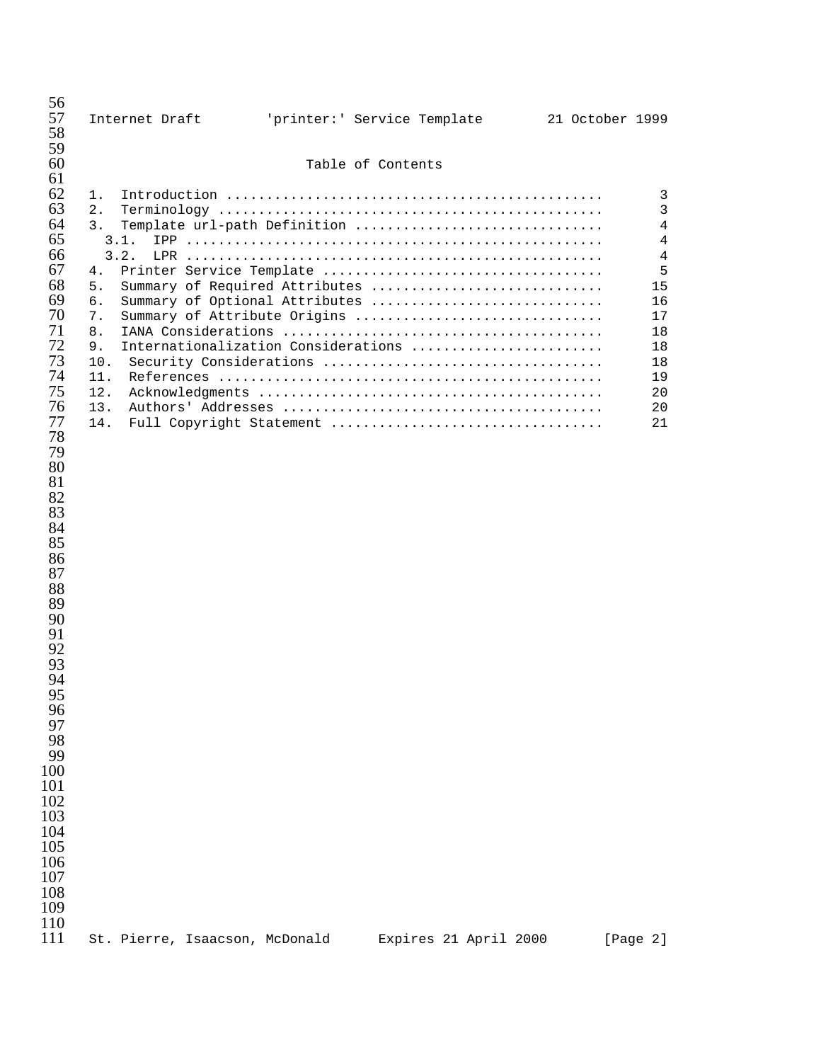## Table of Contents

| Section | Page |
|---|---|
| 1. Introduction | 3 |
| 2. Terminology | 3 |
| 3. Template url-path Definition | 4 |
| 3.1. IPP | 4 |
| 3.2. LPR | 4 |
| 4. Printer Service Template | 5 |
| 5. Summary of Required Attributes | 15 |
| 6. Summary of Optional Attributes | 16 |
| 7. Summary of Attribute Origins | 17 |
| 8. IANA Considerations | 18 |
| 9. Internationalization Considerations | 18 |
| 10. Security Considerations | 18 |
| 11. References | 19 |
| 12. Acknowledgments | 20 |
| 13. Authors' Addresses | 20 |
| 14. Full Copyright Statement | 21 |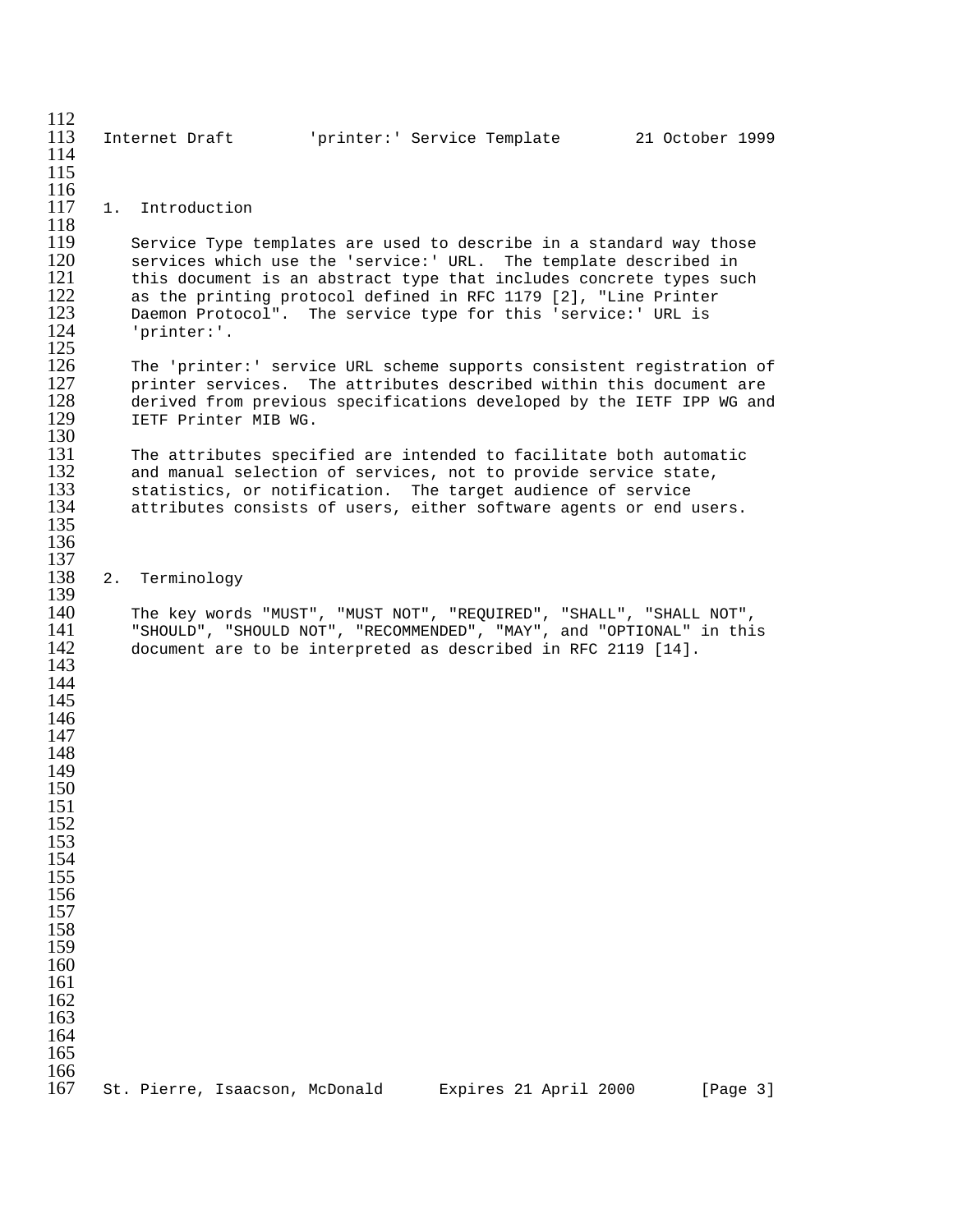## 1. Introduction

Service Type templates are used to describe in a standard way those services which use the 'service:' URL. The template described in this document is an abstract type that includes concrete types such as the printing protocol defined in RFC 1179 [2], "Line Printer Daemon Protocol". The service type for this 'service:' URL is 'printer:'.

The 'printer:' service URL scheme supports consistent registration of printer services. The attributes described within this document are derived from previous specifications developed by the IETF IPP WG and IETF Printer MIB WG.

The attributes specified are intended to facilitate both automatic and manual selection of services, not to provide service state, statistics, or notification. The target audience of service attributes consists of users, either software agents or end users.

## 2. Terminology

The key words "MUST", "MUST NOT", "REQUIRED", "SHALL", "SHALL NOT", "SHOULD", "SHOULD NOT", "RECOMMENDED", "MAY", and "OPTIONAL" in this document are to be interpreted as described in RFC 2119 [14].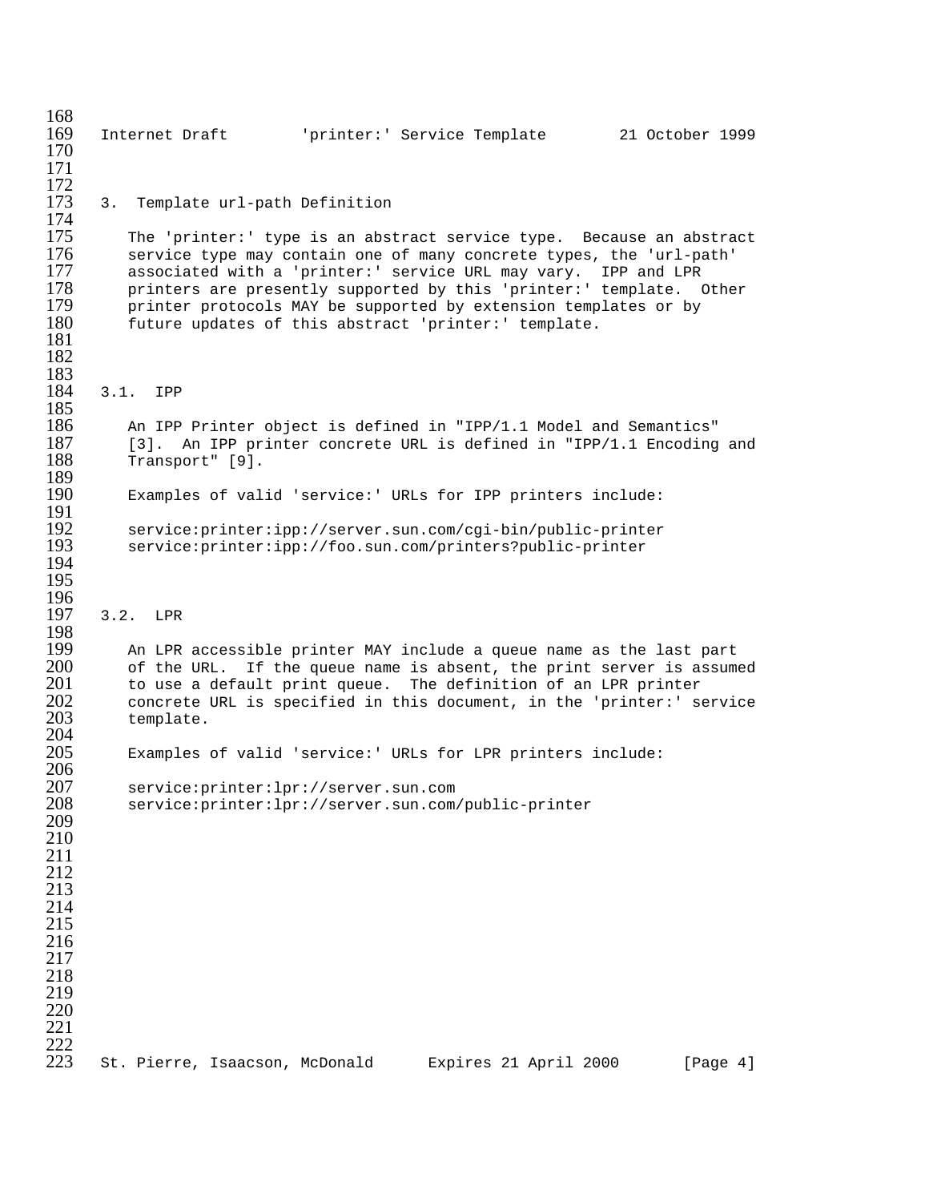## 3. Template url-path Definition

The 'printer:' type is an abstract service type. Because an abstract service type may contain one of many concrete types, the 'url-path' associated with a 'printer:' service URL may vary. IPP and LPR printers are presently supported by this 'printer:' template. Other printer protocols MAY be supported by extension templates or by future updates of this abstract 'printer:' template.

### 3.1. IPP

An IPP Printer object is defined in "IPP/1.1 Model and Semantics" [3]. An IPP printer concrete URL is defined in "IPP/1.1 Encoding and Transport" [9].

Examples of valid 'service:' URLs for IPP printers include:

```
service:printer:ipp://server.sun.com/cgi-bin/public-printer
service:printer:ipp://foo.sun.com/printers?public-printer
```

### 3.2. LPR

An LPR accessible printer MAY include a queue name as the last part of the URL. If the queue name is absent, the print server is assumed to use a default print queue. The definition of an LPR printer concrete URL is specified in this document, in the 'printer:' service template.

Examples of valid 'service:' URLs for LPR printers include:

```
service:printer:lpr://server.sun.com
service:printer:lpr://server.sun.com/public-printer
```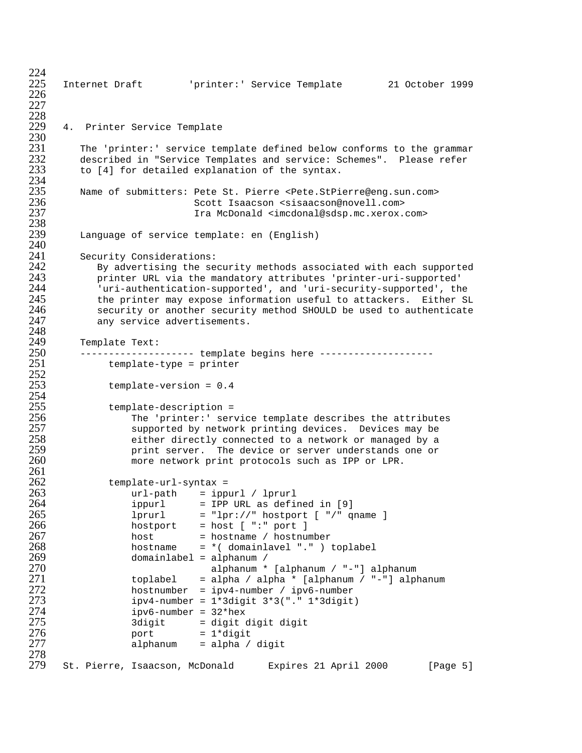## 4. Printer Service Template

The 'printer:' service template defined below conforms to the grammar described in "Service Templates and service: Schemes". Please refer to [4] for detailed explanation of the syntax.

Name of submitters: Pete St. Pierre <Pete.StPierre@eng.sun.com>
Scott Isaacson <sisaacson@novell.com>
Ira McDonald <imcdonal@sdsp.mc.xerox.com>

Language of service template: en (English)

Security Considerations:
By advertising the security methods associated with each supported printer URL via the mandatory attributes 'printer-uri-supported' 'uri-authentication-supported', and 'uri-security-supported', the the printer may expose information useful to attackers. Either SL security or another security method SHOULD be used to authenticate any service advertisements.

Template Text:

```
-------------------- template begins here --------------------
     template-type = printer

     template-version = 0.4

     template-description =
         The 'printer:' service template describes the attributes
         supported by network printing devices.  Devices may be
         either directly connected to a network or managed by a
         print server.  The device or server understands one or
         more network print protocols such as IPP or LPR.

     template-url-syntax =
         url-path    = ippurl / lprurl
         ippurl      = IPP URL as defined in [9]
         lprurl      = "lpr://" hostport [ "/" qname ]
         hostport    = host [ ":" port ]
         host        = hostname / hostnumber
         hostname    = *( domainlavel "." ) toplabel
         domainlabel = alphanum /
                       alphanum * [alphanum / "-"] alphanum
         toplabel    = alpha / alpha * [alphanum / "-"] alphanum
         hostnumber  = ipv4-number / ipv6-number
         ipv4-number = 1*3digit 3*3("." 1*3digit)
         ipv6-number = 32*hex
         3digit      = digit digit digit
         port        = 1*digit
         alphanum    = alpha / digit
```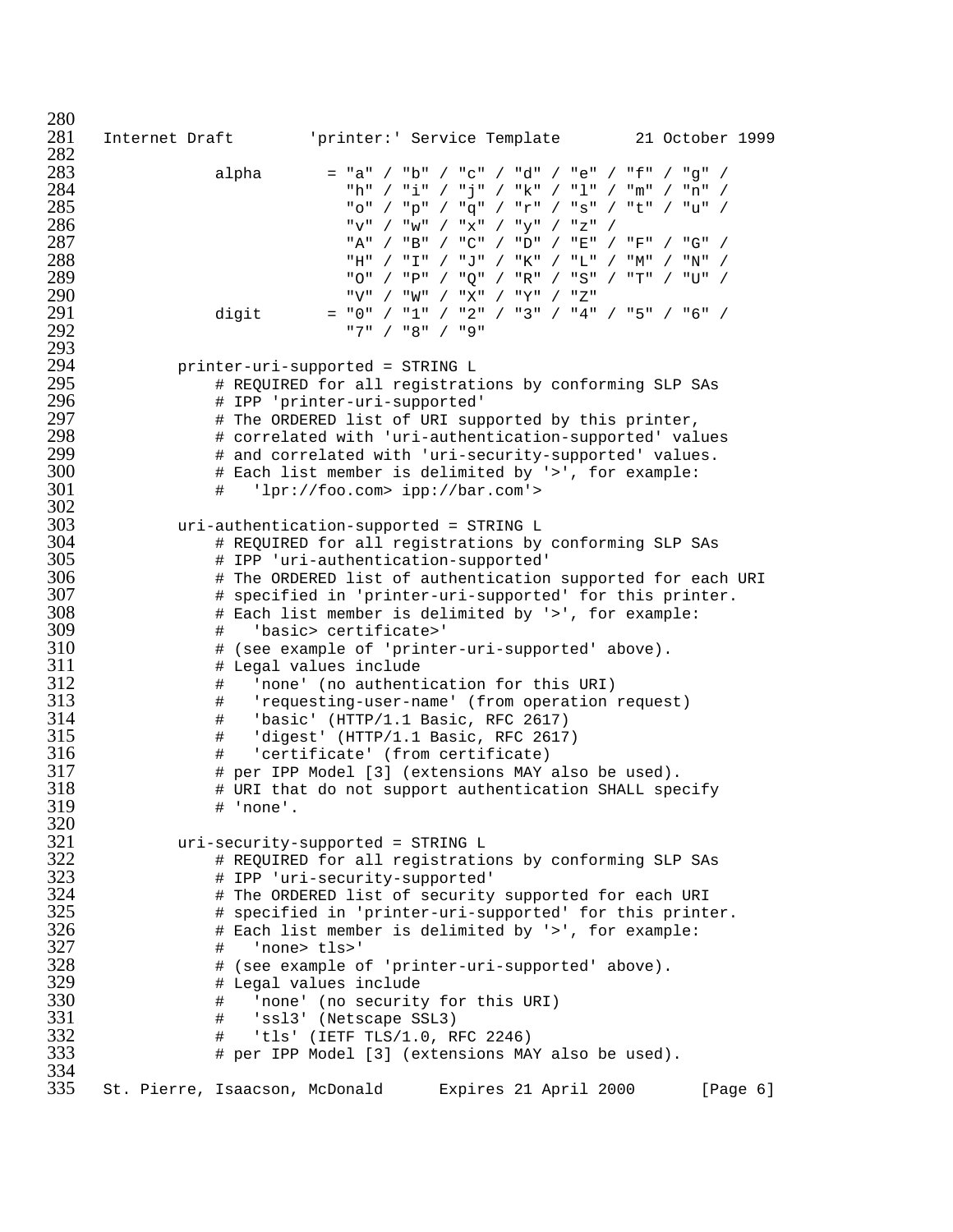```
            alpha       = "a" / "b" / "c" / "d" / "e" / "f" / "g" /
                          "h" / "i" / "j" / "k" / "l" / "m" / "n" /
                          "o" / "p" / "q" / "r" / "s" / "t" / "u" /
                          "v" / "w" / "x" / "y" / "z" /
                          "A" / "B" / "C" / "D" / "E" / "F" / "G" /
                          "H" / "I" / "J" / "K" / "L" / "M" / "N" /
                          "O" / "P" / "Q" / "R" / "S" / "T" / "U" /
                          "V" / "W" / "X" / "Y" / "Z"
            digit       = "0" / "1" / "2" / "3" / "4" / "5" / "6" /
                          "7" / "8" / "9"

        printer-uri-supported = STRING L
            # REQUIRED for all registrations by conforming SLP SAs
            # IPP 'printer-uri-supported'
            # The ORDERED list of URI supported by this printer,
            # correlated with 'uri-authentication-supported' values
            # and correlated with 'uri-security-supported' values.
            # Each list member is delimited by '>', for example:
            #   'lpr://foo.com> ipp://bar.com'>

        uri-authentication-supported = STRING L
            # REQUIRED for all registrations by conforming SLP SAs
            # IPP 'uri-authentication-supported'
            # The ORDERED list of authentication supported for each URI
            # specified in 'printer-uri-supported' for this printer.
            # Each list member is delimited by '>', for example:
            #   'basic> certificate>'
            # (see example of 'printer-uri-supported' above).
            # Legal values include
            #   'none' (no authentication for this URI)
            #   'requesting-user-name' (from operation request)
            #   'basic' (HTTP/1.1 Basic, RFC 2617)
            #   'digest' (HTTP/1.1 Basic, RFC 2617)
            #   'certificate' (from certificate)
            # per IPP Model [3] (extensions MAY also be used).
            # URI that do not support authentication SHALL specify
            # 'none'.

        uri-security-supported = STRING L
            # REQUIRED for all registrations by conforming SLP SAs
            # IPP 'uri-security-supported'
            # The ORDERED list of security supported for each URI
            # specified in 'printer-uri-supported' for this printer.
            # Each list member is delimited by '>', for example:
            #   'none> tls>'
            # (see example of 'printer-uri-supported' above).
            # Legal values include
            #   'none' (no security for this URI)
            #   'ssl3' (Netscape SSL3)
            #   'tls' (IETF TLS/1.0, RFC 2246)
            # per IPP Model [3] (extensions MAY also be used).
```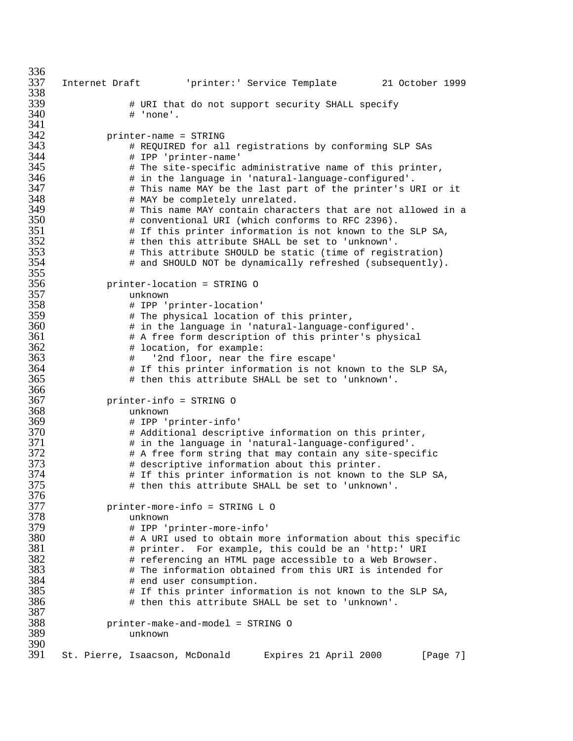```
            # URI that do not support security SHALL specify
            # 'none'.

        printer-name = STRING
            # REQUIRED for all registrations by conforming SLP SAs
            # IPP 'printer-name'
            # The site-specific administrative name of this printer,
            # in the language in 'natural-language-configured'.
            # This name MAY be the last part of the printer's URI or it
            # MAY be completely unrelated.
            # This name MAY contain characters that are not allowed in a
            # conventional URI (which conforms to RFC 2396).
            # If this printer information is not known to the SLP SA,
            # then this attribute SHALL be set to 'unknown'.
            # This attribute SHOULD be static (time of registration)
            # and SHOULD NOT be dynamically refreshed (subsequently).

        printer-location = STRING O
            unknown
            # IPP 'printer-location'
            # The physical location of this printer,
            # in the language in 'natural-language-configured'.
            # A free form description of this printer's physical
            # location, for example:
            #   '2nd floor, near the fire escape'
            # If this printer information is not known to the SLP SA,
            # then this attribute SHALL be set to 'unknown'.

        printer-info = STRING O
            unknown
            # IPP 'printer-info'
            # Additional descriptive information on this printer,
            # in the language in 'natural-language-configured'.
            # A free form string that may contain any site-specific
            # descriptive information about this printer.
            # If this printer information is not known to the SLP SA,
            # then this attribute SHALL be set to 'unknown'.

        printer-more-info = STRING L O
            unknown
            # IPP 'printer-more-info'
            # A URI used to obtain more information about this specific
            # printer.  For example, this could be an 'http:' URI
            # referencing an HTML page accessible to a Web Browser.
            # The information obtained from this URI is intended for
            # end user consumption.
            # If this printer information is not known to the SLP SA,
            # then this attribute SHALL be set to 'unknown'.

        printer-make-and-model = STRING O
            unknown
```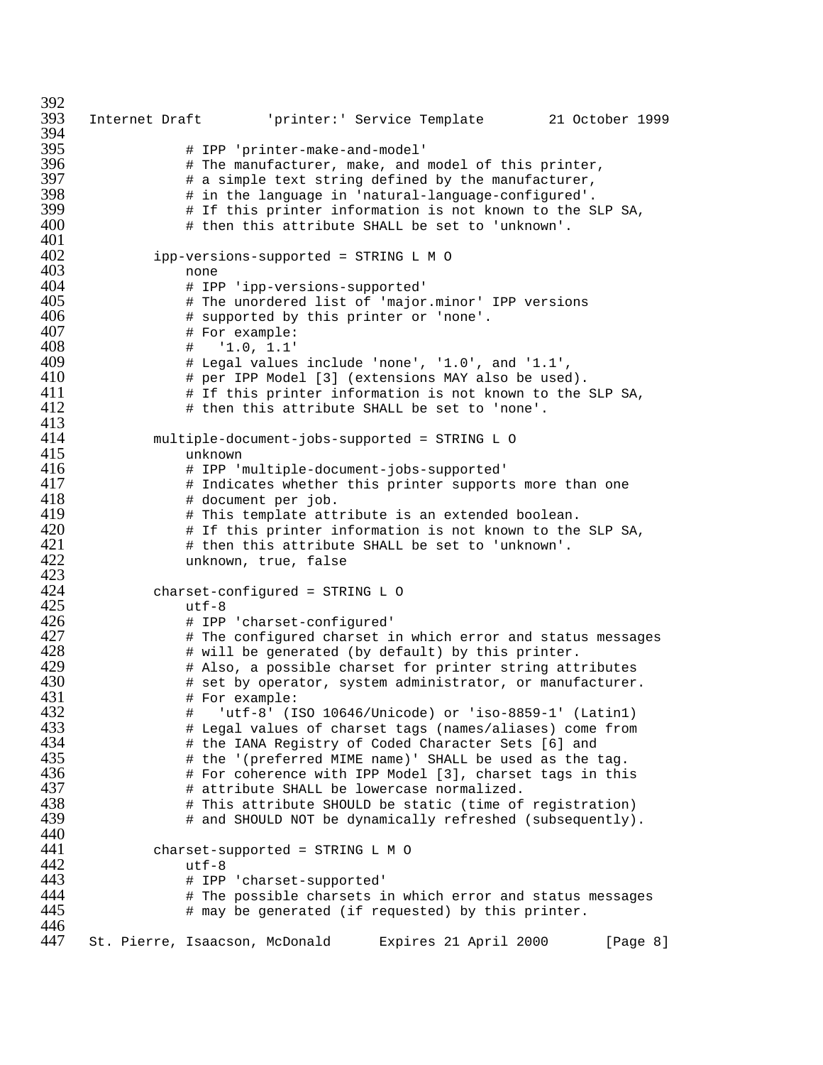```
        # IPP 'printer-make-and-model'
        # The manufacturer, make, and model of this printer,
        # a simple text string defined by the manufacturer,
        # in the language in 'natural-language-configured'.
        # If this printer information is not known to the SLP SA,
        # then this attribute SHALL be set to 'unknown'.

    ipp-versions-supported = STRING L M O
        none
        # IPP 'ipp-versions-supported'
        # The unordered list of 'major.minor' IPP versions
        # supported by this printer or 'none'.
        # For example:
        #   '1.0, 1.1'
        # Legal values include 'none', '1.0', and '1.1',
        # per IPP Model [3] (extensions MAY also be used).
        # If this printer information is not known to the SLP SA,
        # then this attribute SHALL be set to 'none'.

    multiple-document-jobs-supported = STRING L O
        unknown
        # IPP 'multiple-document-jobs-supported'
        # Indicates whether this printer supports more than one
        # document per job.
        # This template attribute is an extended boolean.
        # If this printer information is not known to the SLP SA,
        # then this attribute SHALL be set to 'unknown'.
        unknown, true, false

    charset-configured = STRING L O
        utf-8
        # IPP 'charset-configured'
        # The configured charset in which error and status messages
        # will be generated (by default) by this printer.
        # Also, a possible charset for printer string attributes
        # set by operator, system administrator, or manufacturer.
        # For example:
        #   'utf-8' (ISO 10646/Unicode) or 'iso-8859-1' (Latin1)
        # Legal values of charset tags (names/aliases) come from
        # the IANA Registry of Coded Character Sets [6] and
        # the '(preferred MIME name)' SHALL be used as the tag.
        # For coherence with IPP Model [3], charset tags in this
        # attribute SHALL be lowercase normalized.
        # This attribute SHOULD be static (time of registration)
        # and SHOULD NOT be dynamically refreshed (subsequently).

    charset-supported = STRING L M O
        utf-8
        # IPP 'charset-supported'
        # The possible charsets in which error and status messages
        # may be generated (if requested) by this printer.
```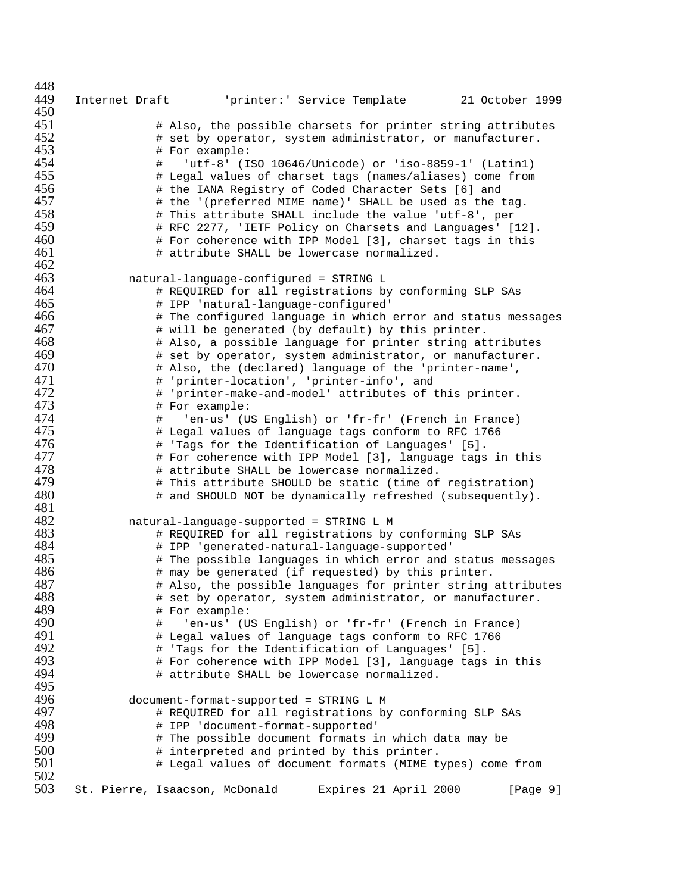```
              # Also, the possible charsets for printer string attributes
              # set by operator, system administrator, or manufacturer.
              # For example:
              #   'utf-8' (ISO 10646/Unicode) or 'iso-8859-1' (Latin1)
              # Legal values of charset tags (names/aliases) come from
              # the IANA Registry of Coded Character Sets [6] and
              # the '(preferred MIME name)' SHALL be used as the tag.
              # This attribute SHALL include the value 'utf-8', per
              # RFC 2277, 'IETF Policy on Charsets and Languages' [12].
              # For coherence with IPP Model [3], charset tags in this
              # attribute SHALL be lowercase normalized.

          natural-language-configured = STRING L
              # REQUIRED for all registrations by conforming SLP SAs
              # IPP 'natural-language-configured'
              # The configured language in which error and status messages
              # will be generated (by default) by this printer.
              # Also, a possible language for printer string attributes
              # set by operator, system administrator, or manufacturer.
              # Also, the (declared) language of the 'printer-name',
              # 'printer-location', 'printer-info', and
              # 'printer-make-and-model' attributes of this printer.
              # For example:
              #   'en-us' (US English) or 'fr-fr' (French in France)
              # Legal values of language tags conform to RFC 1766
              # 'Tags for the Identification of Languages' [5].
              # For coherence with IPP Model [3], language tags in this
              # attribute SHALL be lowercase normalized.
              # This attribute SHOULD be static (time of registration)
              # and SHOULD NOT be dynamically refreshed (subsequently).

          natural-language-supported = STRING L M
              # REQUIRED for all registrations by conforming SLP SAs
              # IPP 'generated-natural-language-supported'
              # The possible languages in which error and status messages
              # may be generated (if requested) by this printer.
              # Also, the possible languages for printer string attributes
              # set by operator, system administrator, or manufacturer.
              # For example:
              #   'en-us' (US English) or 'fr-fr' (French in France)
              # Legal values of language tags conform to RFC 1766
              # 'Tags for the Identification of Languages' [5].
              # For coherence with IPP Model [3], language tags in this
              # attribute SHALL be lowercase normalized.

          document-format-supported = STRING L M
              # REQUIRED for all registrations by conforming SLP SAs
              # IPP 'document-format-supported'
              # The possible document formats in which data may be
              # interpreted and printed by this printer.
              # Legal values of document formats (MIME types) come from
```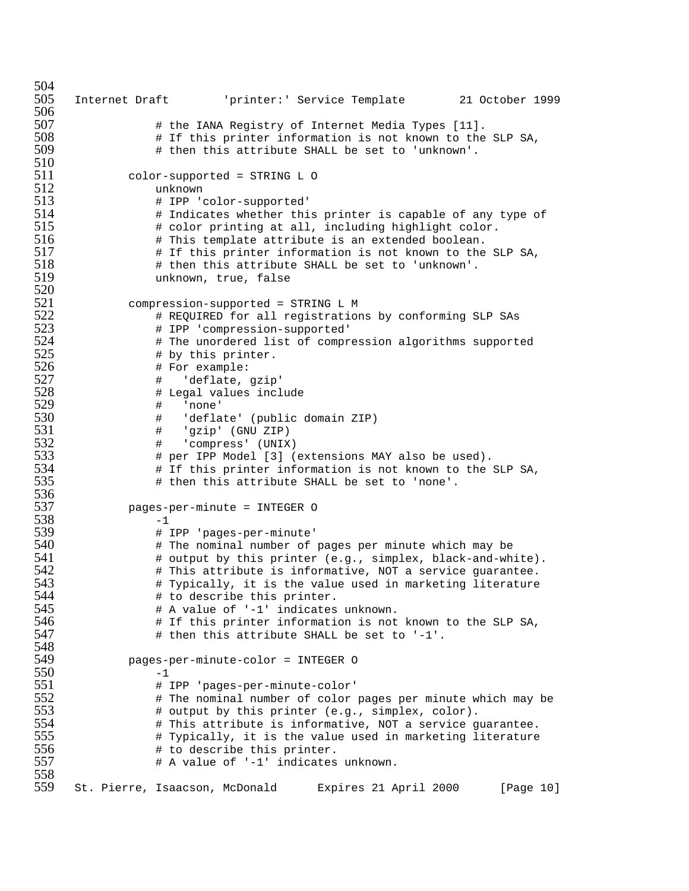```
            # the IANA Registry of Internet Media Types [11].
            # If this printer information is not known to the SLP SA,
            # then this attribute SHALL be set to 'unknown'.

        color-supported = STRING L O
            unknown
            # IPP 'color-supported'
            # Indicates whether this printer is capable of any type of
            # color printing at all, including highlight color.
            # This template attribute is an extended boolean.
            # If this printer information is not known to the SLP SA,
            # then this attribute SHALL be set to 'unknown'.
            unknown, true, false

        compression-supported = STRING L M
            # REQUIRED for all registrations by conforming SLP SAs
            # IPP 'compression-supported'
            # The unordered list of compression algorithms supported
            # by this printer.
            # For example:
            #   'deflate, gzip'
            # Legal values include
            #   'none'
            #   'deflate' (public domain ZIP)
            #   'gzip' (GNU ZIP)
            #   'compress' (UNIX)
            # per IPP Model [3] (extensions MAY also be used).
            # If this printer information is not known to the SLP SA,
            # then this attribute SHALL be set to 'none'.

        pages-per-minute = INTEGER O
            -1
            # IPP 'pages-per-minute'
            # The nominal number of pages per minute which may be
            # output by this printer (e.g., simplex, black-and-white).
            # This attribute is informative, NOT a service guarantee.
            # Typically, it is the value used in marketing literature
            # to describe this printer.
            # A value of '-1' indicates unknown.
            # If this printer information is not known to the SLP SA,
            # then this attribute SHALL be set to '-1'.

        pages-per-minute-color = INTEGER O
            -1
            # IPP 'pages-per-minute-color'
            # The nominal number of color pages per minute which may be
            # output by this printer (e.g., simplex, color).
            # This attribute is informative, NOT a service guarantee.
            # Typically, it is the value used in marketing literature
            # to describe this printer.
            # A value of '-1' indicates unknown.
```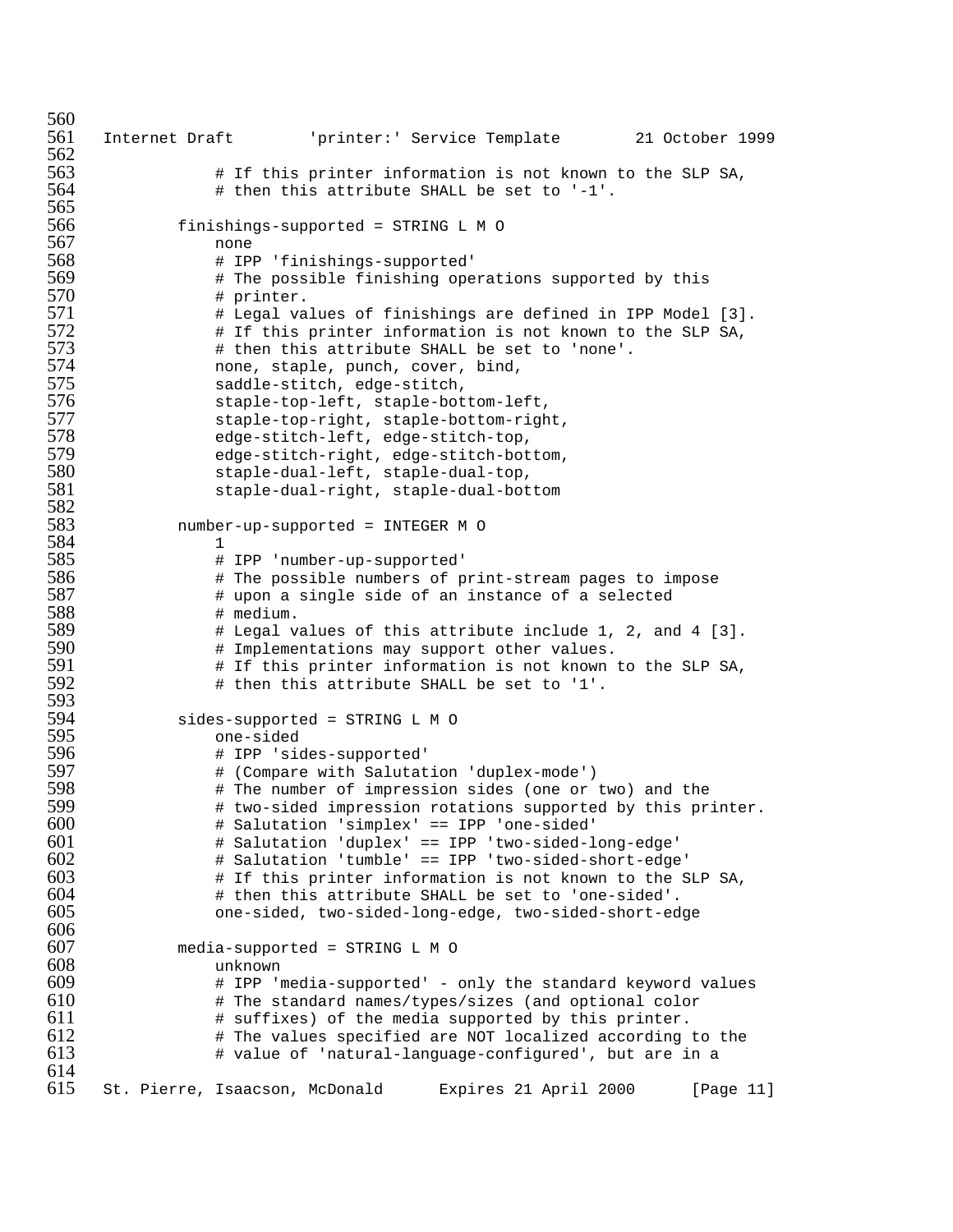```
            # If this printer information is not known to the SLP SA,
            # then this attribute SHALL be set to '-1'.

        finishings-supported = STRING L M O
            none
            # IPP 'finishings-supported'
            # The possible finishing operations supported by this
            # printer.
            # Legal values of finishings are defined in IPP Model [3].
            # If this printer information is not known to the SLP SA,
            # then this attribute SHALL be set to 'none'.
            none, staple, punch, cover, bind,
            saddle-stitch, edge-stitch,
            staple-top-left, staple-bottom-left,
            staple-top-right, staple-bottom-right,
            edge-stitch-left, edge-stitch-top,
            edge-stitch-right, edge-stitch-bottom,
            staple-dual-left, staple-dual-top,
            staple-dual-right, staple-dual-bottom

        number-up-supported = INTEGER M O
            1
            # IPP 'number-up-supported'
            # The possible numbers of print-stream pages to impose
            # upon a single side of an instance of a selected
            # medium.
            # Legal values of this attribute include 1, 2, and 4 [3].
            # Implementations may support other values.
            # If this printer information is not known to the SLP SA,
            # then this attribute SHALL be set to '1'.

        sides-supported = STRING L M O
            one-sided
            # IPP 'sides-supported'
            # (Compare with Salutation 'duplex-mode')
            # The number of impression sides (one or two) and the
            # two-sided impression rotations supported by this printer.
            # Salutation 'simplex' == IPP 'one-sided'
            # Salutation 'duplex' == IPP 'two-sided-long-edge'
            # Salutation 'tumble' == IPP 'two-sided-short-edge'
            # If this printer information is not known to the SLP SA,
            # then this attribute SHALL be set to 'one-sided'.
            one-sided, two-sided-long-edge, two-sided-short-edge

        media-supported = STRING L M O
            unknown
            # IPP 'media-supported' - only the standard keyword values
            # The standard names/types/sizes (and optional color
            # suffixes) of the media supported by this printer.
            # The values specified are NOT localized according to the
            # value of 'natural-language-configured', but are in a
```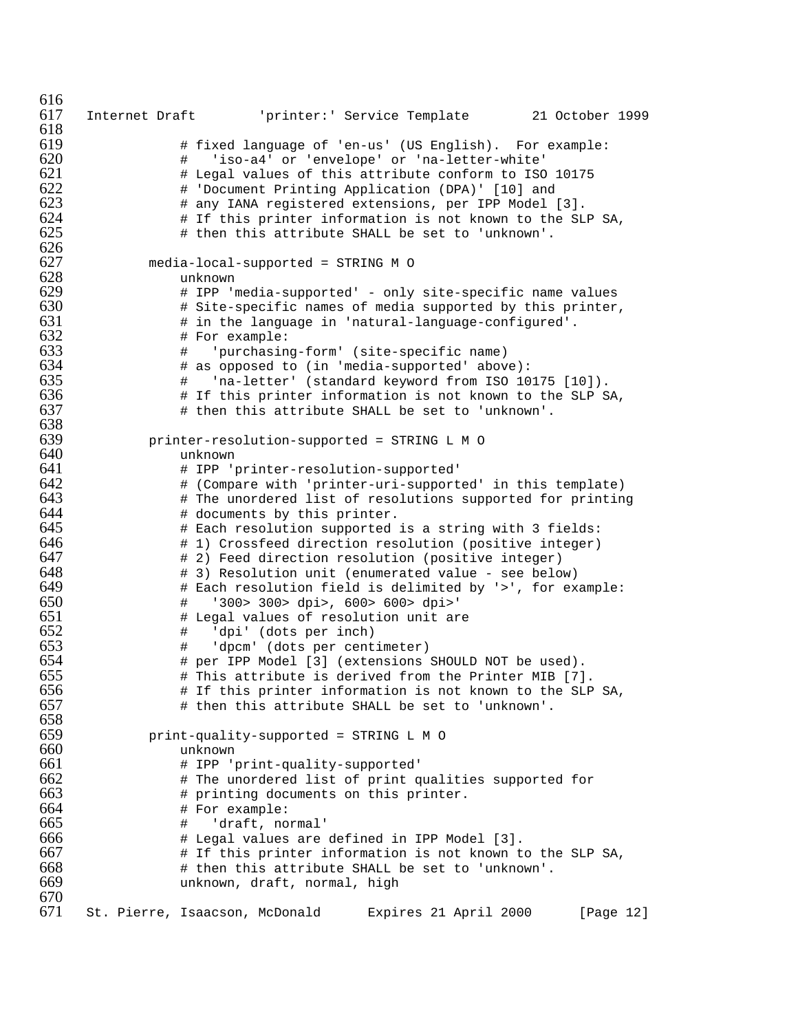```
            # fixed language of 'en-us' (US English).  For example:
            #   'iso-a4' or 'envelope' or 'na-letter-white'
            # Legal values of this attribute conform to ISO 10175
            # 'Document Printing Application (DPA)' [10] and
            # any IANA registered extensions, per IPP Model [3].
            # If this printer information is not known to the SLP SA,
            # then this attribute SHALL be set to 'unknown'.

        media-local-supported = STRING M O
            unknown
            # IPP 'media-supported' - only site-specific name values
            # Site-specific names of media supported by this printer,
            # in the language in 'natural-language-configured'.
            # For example:
            #   'purchasing-form' (site-specific name)
            # as opposed to (in 'media-supported' above):
            #   'na-letter' (standard keyword from ISO 10175 [10]).
            # If this printer information is not known to the SLP SA,
            # then this attribute SHALL be set to 'unknown'.

        printer-resolution-supported = STRING L M O
            unknown
            # IPP 'printer-resolution-supported'
            # (Compare with 'printer-uri-supported' in this template)
            # The unordered list of resolutions supported for printing
            # documents by this printer.
            # Each resolution supported is a string with 3 fields:
            # 1) Crossfeed direction resolution (positive integer)
            # 2) Feed direction resolution (positive integer)
            # 3) Resolution unit (enumerated value - see below)
            # Each resolution field is delimited by '>', for example:
            #   '300> 300> dpi>, 600> 600> dpi>'
            # Legal values of resolution unit are
            #   'dpi' (dots per inch)
            #   'dpcm' (dots per centimeter)
            # per IPP Model [3] (extensions SHOULD NOT be used).
            # This attribute is derived from the Printer MIB [7].
            # If this printer information is not known to the SLP SA,
            # then this attribute SHALL be set to 'unknown'.

        print-quality-supported = STRING L M O
            unknown
            # IPP 'print-quality-supported'
            # The unordered list of print qualities supported for
            # printing documents on this printer.
            # For example:
            #   'draft, normal'
            # Legal values are defined in IPP Model [3].
            # If this printer information is not known to the SLP SA,
            # then this attribute SHALL be set to 'unknown'.
            unknown, draft, normal, high
```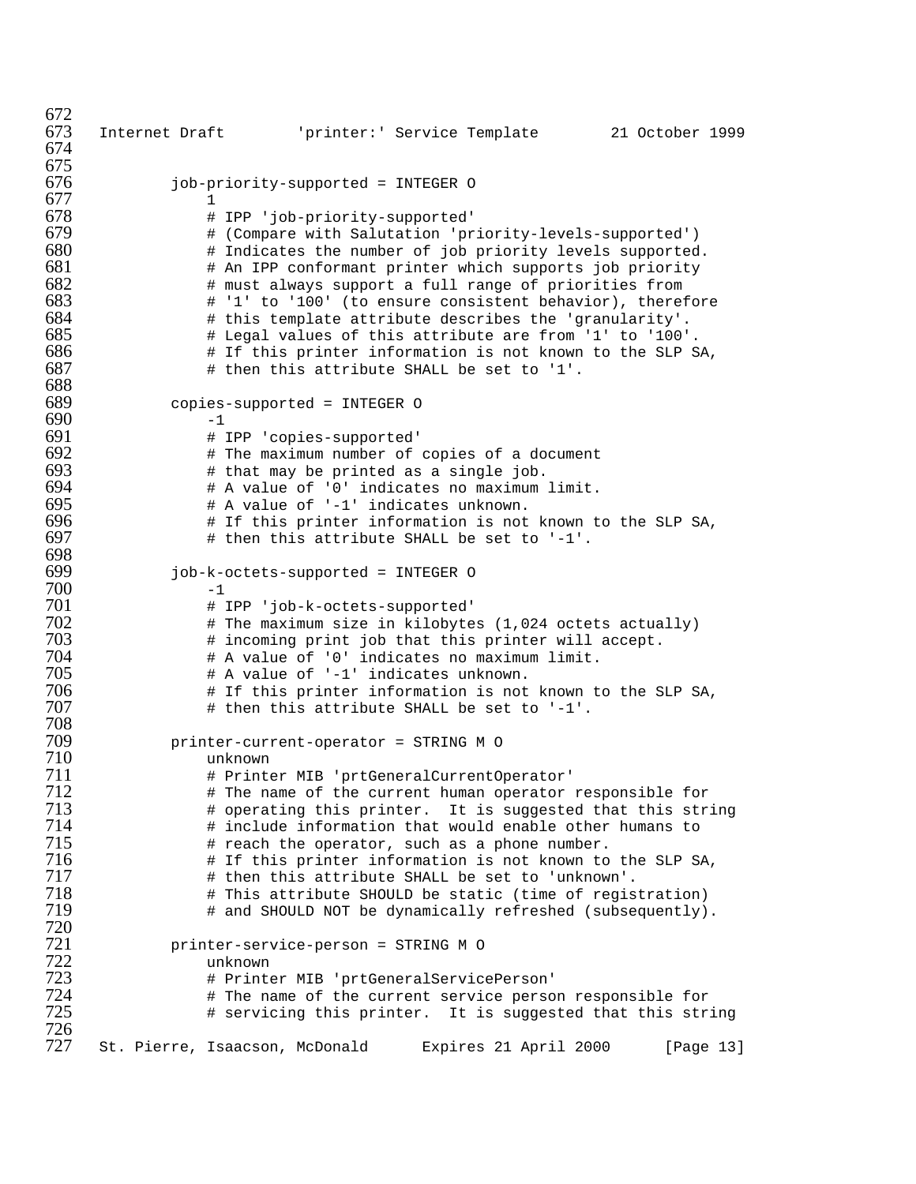```
        job-priority-supported = INTEGER O
            1
            # IPP 'job-priority-supported'
            # (Compare with Salutation 'priority-levels-supported')
            # Indicates the number of job priority levels supported.
            # An IPP conformant printer which supports job priority
            # must always support a full range of priorities from
            # '1' to '100' (to ensure consistent behavior), therefore
            # this template attribute describes the 'granularity'.
            # Legal values of this attribute are from '1' to '100'.
            # If this printer information is not known to the SLP SA,
            # then this attribute SHALL be set to '1'.

        copies-supported = INTEGER O
            -1
            # IPP 'copies-supported'
            # The maximum number of copies of a document
            # that may be printed as a single job.
            # A value of '0' indicates no maximum limit.
            # A value of '-1' indicates unknown.
            # If this printer information is not known to the SLP SA,
            # then this attribute SHALL be set to '-1'.

        job-k-octets-supported = INTEGER O
            -1
            # IPP 'job-k-octets-supported'
            # The maximum size in kilobytes (1,024 octets actually)
            # incoming print job that this printer will accept.
            # A value of '0' indicates no maximum limit.
            # A value of '-1' indicates unknown.
            # If this printer information is not known to the SLP SA,
            # then this attribute SHALL be set to '-1'.

        printer-current-operator = STRING M O
            unknown
            # Printer MIB 'prtGeneralCurrentOperator'
            # The name of the current human operator responsible for
            # operating this printer.  It is suggested that this string
            # include information that would enable other humans to
            # reach the operator, such as a phone number.
            # If this printer information is not known to the SLP SA,
            # then this attribute SHALL be set to 'unknown'.
            # This attribute SHOULD be static (time of registration)
            # and SHOULD NOT be dynamically refreshed (subsequently).

        printer-service-person = STRING M O
            unknown
            # Printer MIB 'prtGeneralServicePerson'
            # The name of the current service person responsible for
            # servicing this printer.  It is suggested that this string
```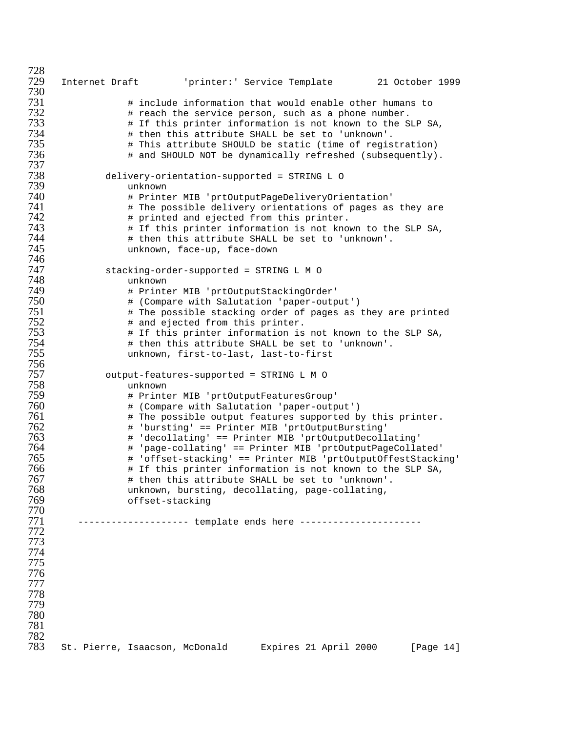```
            # include information that would enable other humans to
            # reach the service person, such as a phone number.
            # If this printer information is not known to the SLP SA,
            # then this attribute SHALL be set to 'unknown'.
            # This attribute SHOULD be static (time of registration)
            # and SHOULD NOT be dynamically refreshed (subsequently).

        delivery-orientation-supported = STRING L O
            unknown
            # Printer MIB 'prtOutputPageDeliveryOrientation'
            # The possible delivery orientations of pages as they are
            # printed and ejected from this printer.
            # If this printer information is not known to the SLP SA,
            # then this attribute SHALL be set to 'unknown'.
            unknown, face-up, face-down

        stacking-order-supported = STRING L M O
            unknown
            # Printer MIB 'prtOutputStackingOrder'
            # (Compare with Salutation 'paper-output')
            # The possible stacking order of pages as they are printed
            # and ejected from this printer.
            # If this printer information is not known to the SLP SA,
            # then this attribute SHALL be set to 'unknown'.
            unknown, first-to-last, last-to-first

        output-features-supported = STRING L M O
            unknown
            # Printer MIB 'prtOutputFeaturesGroup'
            # (Compare with Salutation 'paper-output')
            # The possible output features supported by this printer.
            # 'bursting' == Printer MIB 'prtOutputBursting'
            # 'decollating' == Printer MIB 'prtOutputDecollating'
            # 'page-collating' == Printer MIB 'prtOutputPageCollated'
            # 'offset-stacking' == Printer MIB 'prtOutputOffestStacking'
            # If this printer information is not known to the SLP SA,
            # then this attribute SHALL be set to 'unknown'.
            unknown, bursting, decollating, page-collating,
            offset-stacking

   -------------------- template ends here ----------------------
```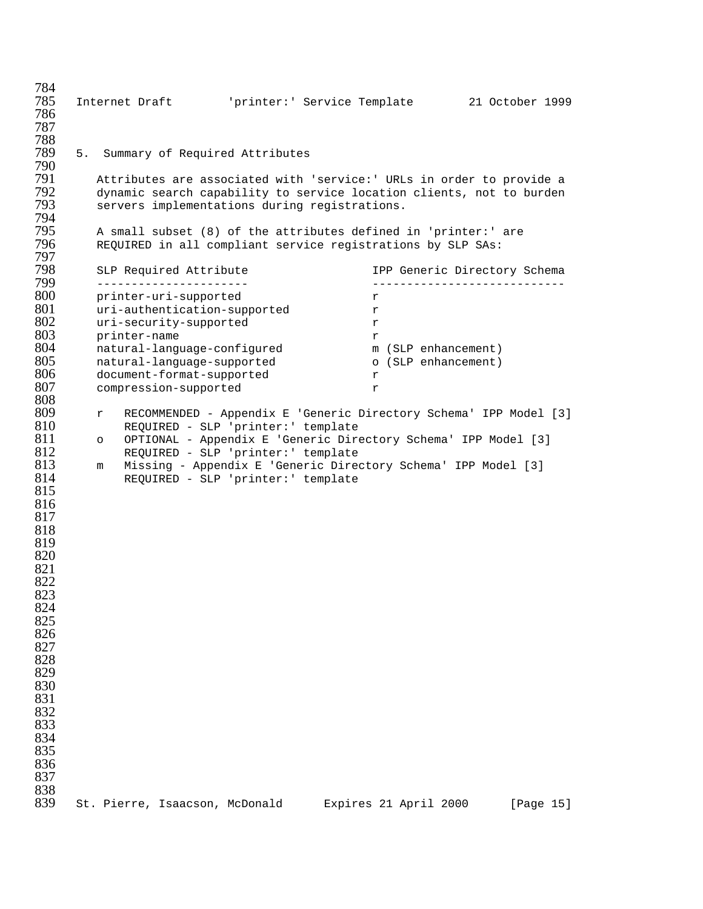## 5. Summary of Required Attributes

Attributes are associated with 'service:' URLs in order to provide a dynamic search capability to service location clients, not to burden servers implementations during registrations.

A small subset (8) of the attributes defined in 'printer:' are REQUIRED in all compliant service registrations by SLP SAs:

| SLP Required Attribute | IPP Generic Directory Schema |
|---|---|
| printer-uri-supported | r |
| uri-authentication-supported | r |
| uri-security-supported | r |
| printer-name | r |
| natural-language-configured | m (SLP enhancement) |
| natural-language-supported | o (SLP enhancement) |
| document-format-supported | r |
| compression-supported | r |

- r   RECOMMENDED - Appendix E 'Generic Directory Schema' IPP Model [3]
  REQUIRED - SLP 'printer:' template
- o   OPTIONAL - Appendix E 'Generic Directory Schema' IPP Model [3]
  REQUIRED - SLP 'printer:' template
- m   Missing - Appendix E 'Generic Directory Schema' IPP Model [3]
  REQUIRED - SLP 'printer:' template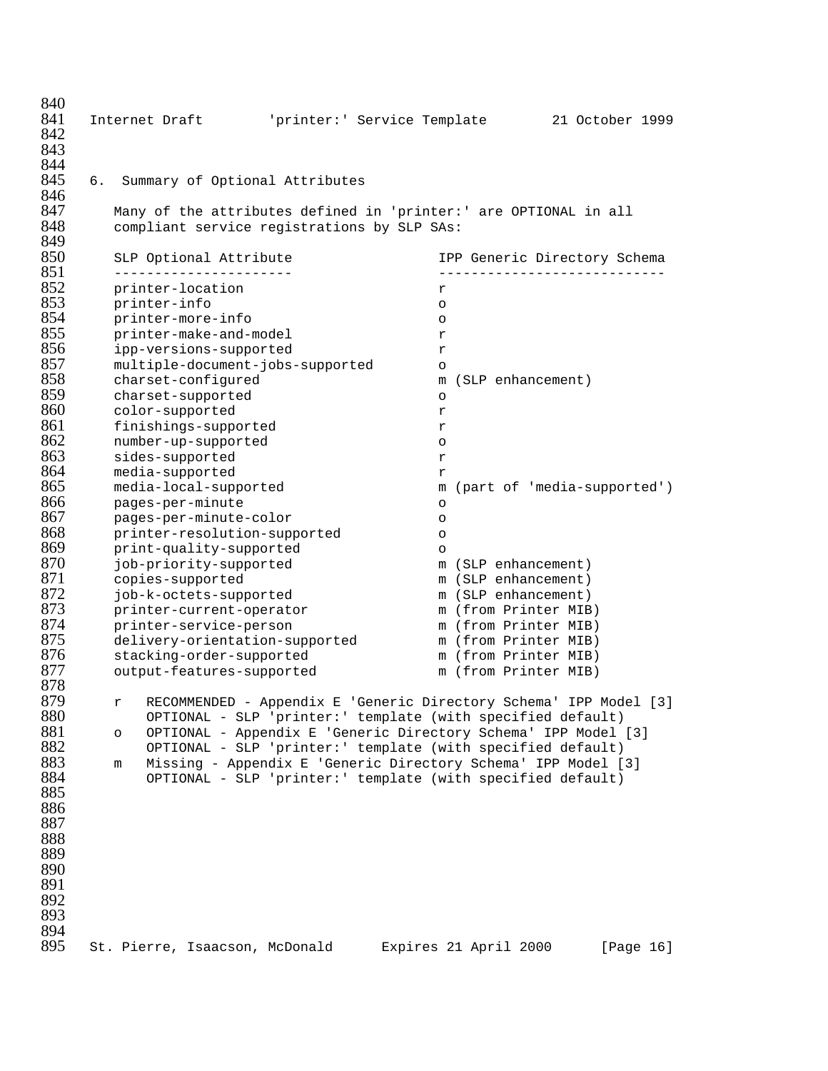## 6. Summary of Optional Attributes

Many of the attributes defined in 'printer:' are OPTIONAL in all compliant service registrations by SLP SAs:

| SLP Optional Attribute | IPP Generic Directory Schema |
| --- | --- |
| printer-location | r |
| printer-info | o |
| printer-more-info | o |
| printer-make-and-model | r |
| ipp-versions-supported | r |
| multiple-document-jobs-supported | o |
| charset-configured | m (SLP enhancement) |
| charset-supported | o |
| color-supported | r |
| finishings-supported | r |
| number-up-supported | o |
| sides-supported | r |
| media-supported | r |
| media-local-supported | m (part of 'media-supported') |
| pages-per-minute | o |
| pages-per-minute-color | o |
| printer-resolution-supported | o |
| print-quality-supported | o |
| job-priority-supported | m (SLP enhancement) |
| copies-supported | m (SLP enhancement) |
| job-k-octets-supported | m (SLP enhancement) |
| printer-current-operator | m (from Printer MIB) |
| printer-service-person | m (from Printer MIB) |
| delivery-orientation-supported | m (from Printer MIB) |
| stacking-order-supported | m (from Printer MIB) |
| output-features-supported | m (from Printer MIB) |

```
r   RECOMMENDED - Appendix E 'Generic Directory Schema' IPP Model [3]
    OPTIONAL - SLP 'printer:' template (with specified default)
o   OPTIONAL - Appendix E 'Generic Directory Schema' IPP Model [3]
    OPTIONAL - SLP 'printer:' template (with specified default)
m   Missing - Appendix E 'Generic Directory Schema' IPP Model [3]
    OPTIONAL - SLP 'printer:' template (with specified default)
```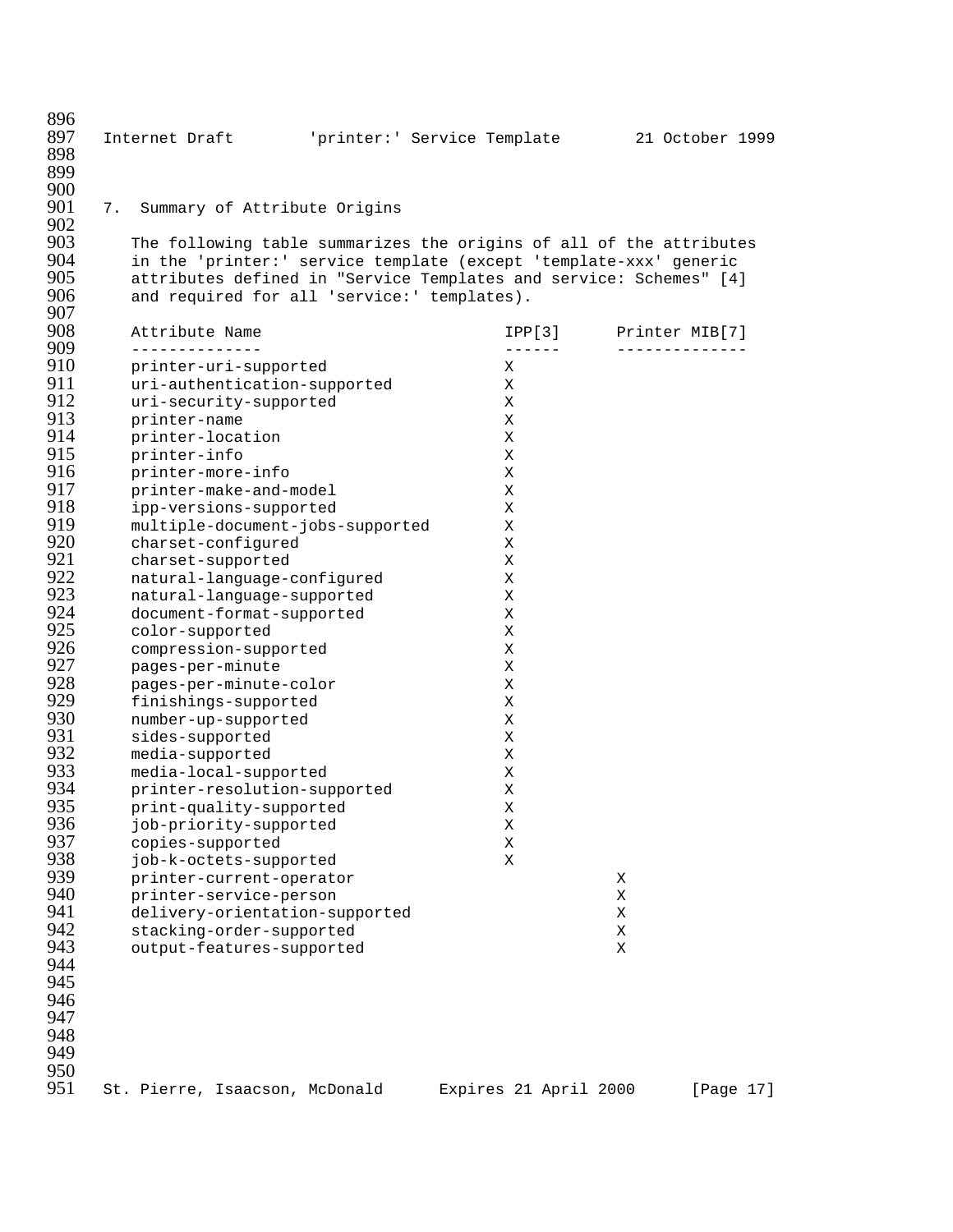## 7. Summary of Attribute Origins

The following table summarizes the origins of all of the attributes in the 'printer:' service template (except 'template-xxx' generic attributes defined in "Service Templates and service: Schemes" [4] and required for all 'service:' templates).

| Attribute Name | IPP[3] | Printer MIB[7] |
|---|---|---|
| printer-uri-supported | X | |
| uri-authentication-supported | X | |
| uri-security-supported | X | |
| printer-name | X | |
| printer-location | X | |
| printer-info | X | |
| printer-more-info | X | |
| printer-make-and-model | X | |
| ipp-versions-supported | X | |
| multiple-document-jobs-supported | X | |
| charset-configured | X | |
| charset-supported | X | |
| natural-language-configured | X | |
| natural-language-supported | X | |
| document-format-supported | X | |
| color-supported | X | |
| compression-supported | X | |
| pages-per-minute | X | |
| pages-per-minute-color | X | |
| finishings-supported | X | |
| number-up-supported | X | |
| sides-supported | X | |
| media-supported | X | |
| media-local-supported | X | |
| printer-resolution-supported | X | |
| print-quality-supported | X | |
| job-priority-supported | X | |
| copies-supported | X | |
| job-k-octets-supported | X | |
| printer-current-operator | | X |
| printer-service-person | | X |
| delivery-orientation-supported | | X |
| stacking-order-supported | | X |
| output-features-supported | | X |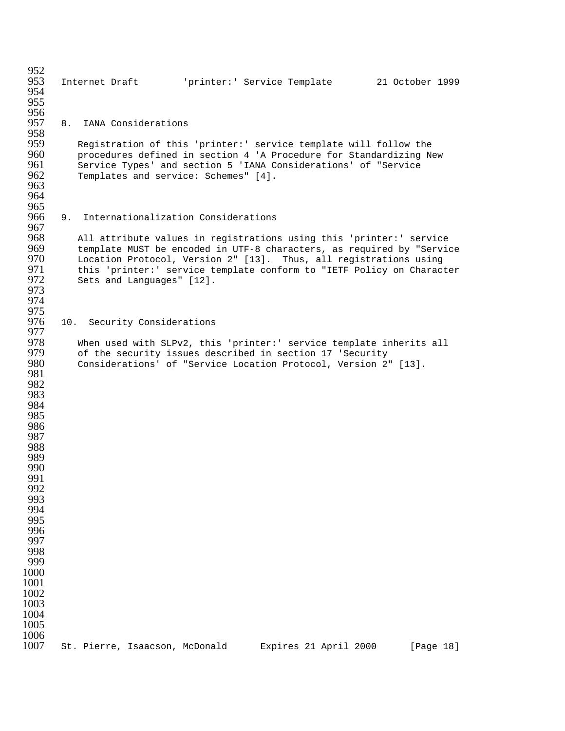## 8. IANA Considerations

Registration of this 'printer:' service template will follow the procedures defined in section 4 'A Procedure for Standardizing New Service Types' and section 5 'IANA Considerations' of "Service Templates and service: Schemes" [4].

## 9. Internationalization Considerations

All attribute values in registrations using this 'printer:' service template MUST be encoded in UTF-8 characters, as required by "Service Location Protocol, Version 2" [13]. Thus, all registrations using this 'printer:' service template conform to "IETF Policy on Character Sets and Languages" [12].

## 10. Security Considerations

When used with SLPv2, this 'printer:' service template inherits all of the security issues described in section 17 'Security Considerations' of "Service Location Protocol, Version 2" [13].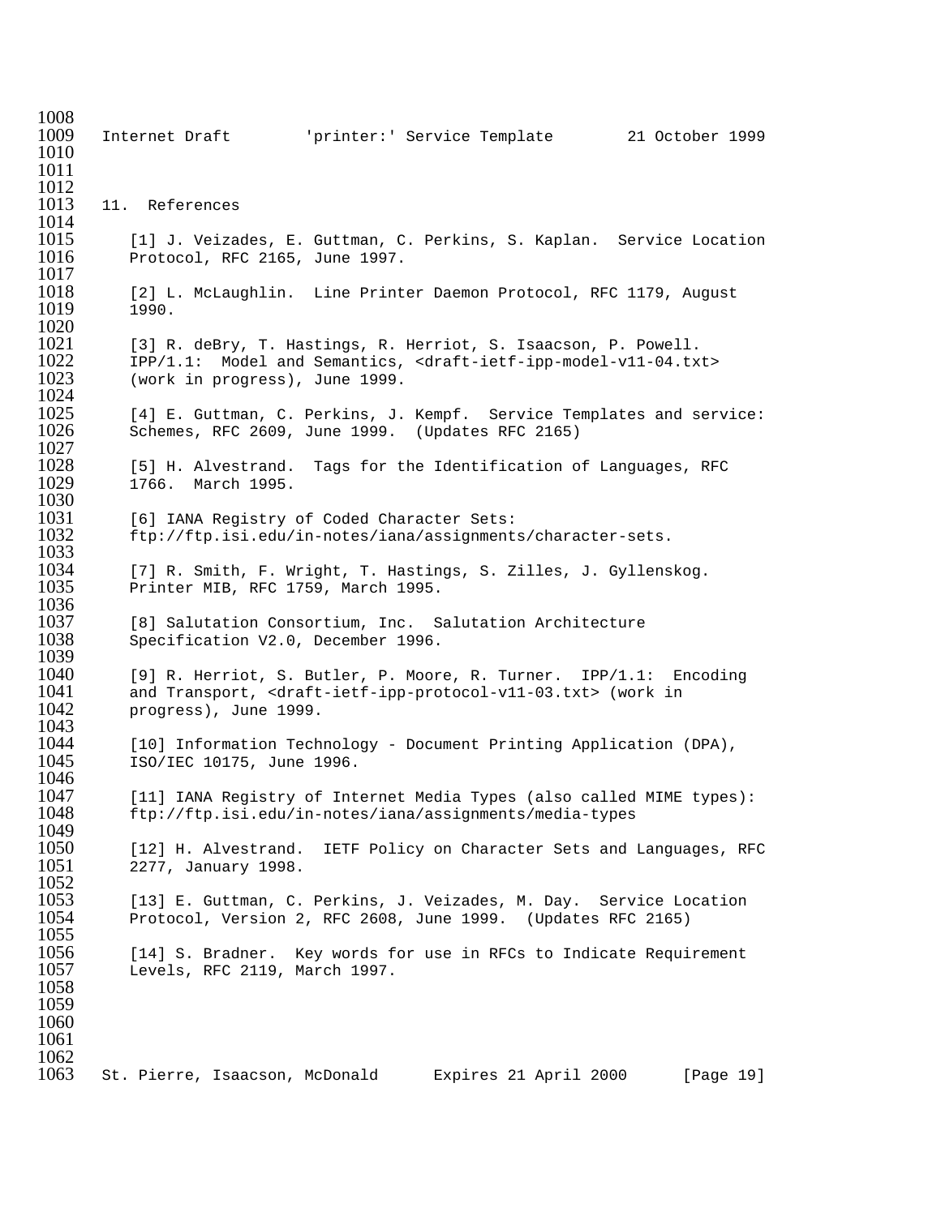## 11. References

[1] J. Veizades, E. Guttman, C. Perkins, S. Kaplan. Service Location Protocol, RFC 2165, June 1997.

[2] L. McLaughlin. Line Printer Daemon Protocol, RFC 1179, August 1990.

[3] R. deBry, T. Hastings, R. Herriot, S. Isaacson, P. Powell. IPP/1.1: Model and Semantics, <draft-ietf-ipp-model-v11-04.txt> (work in progress), June 1999.

[4] E. Guttman, C. Perkins, J. Kempf. Service Templates and service: Schemes, RFC 2609, June 1999. (Updates RFC 2165)

[5] H. Alvestrand. Tags for the Identification of Languages, RFC 1766. March 1995.

[6] IANA Registry of Coded Character Sets: ftp://ftp.isi.edu/in-notes/iana/assignments/character-sets.

[7] R. Smith, F. Wright, T. Hastings, S. Zilles, J. Gyllenskog. Printer MIB, RFC 1759, March 1995.

[8] Salutation Consortium, Inc. Salutation Architecture Specification V2.0, December 1996.

[9] R. Herriot, S. Butler, P. Moore, R. Turner. IPP/1.1: Encoding and Transport, <draft-ietf-ipp-protocol-v11-03.txt> (work in progress), June 1999.

[10] Information Technology - Document Printing Application (DPA), ISO/IEC 10175, June 1996.

[11] IANA Registry of Internet Media Types (also called MIME types): ftp://ftp.isi.edu/in-notes/iana/assignments/media-types

[12] H. Alvestrand. IETF Policy on Character Sets and Languages, RFC 2277, January 1998.

[13] E. Guttman, C. Perkins, J. Veizades, M. Day. Service Location Protocol, Version 2, RFC 2608, June 1999. (Updates RFC 2165)

[14] S. Bradner. Key words for use in RFCs to Indicate Requirement Levels, RFC 2119, March 1997.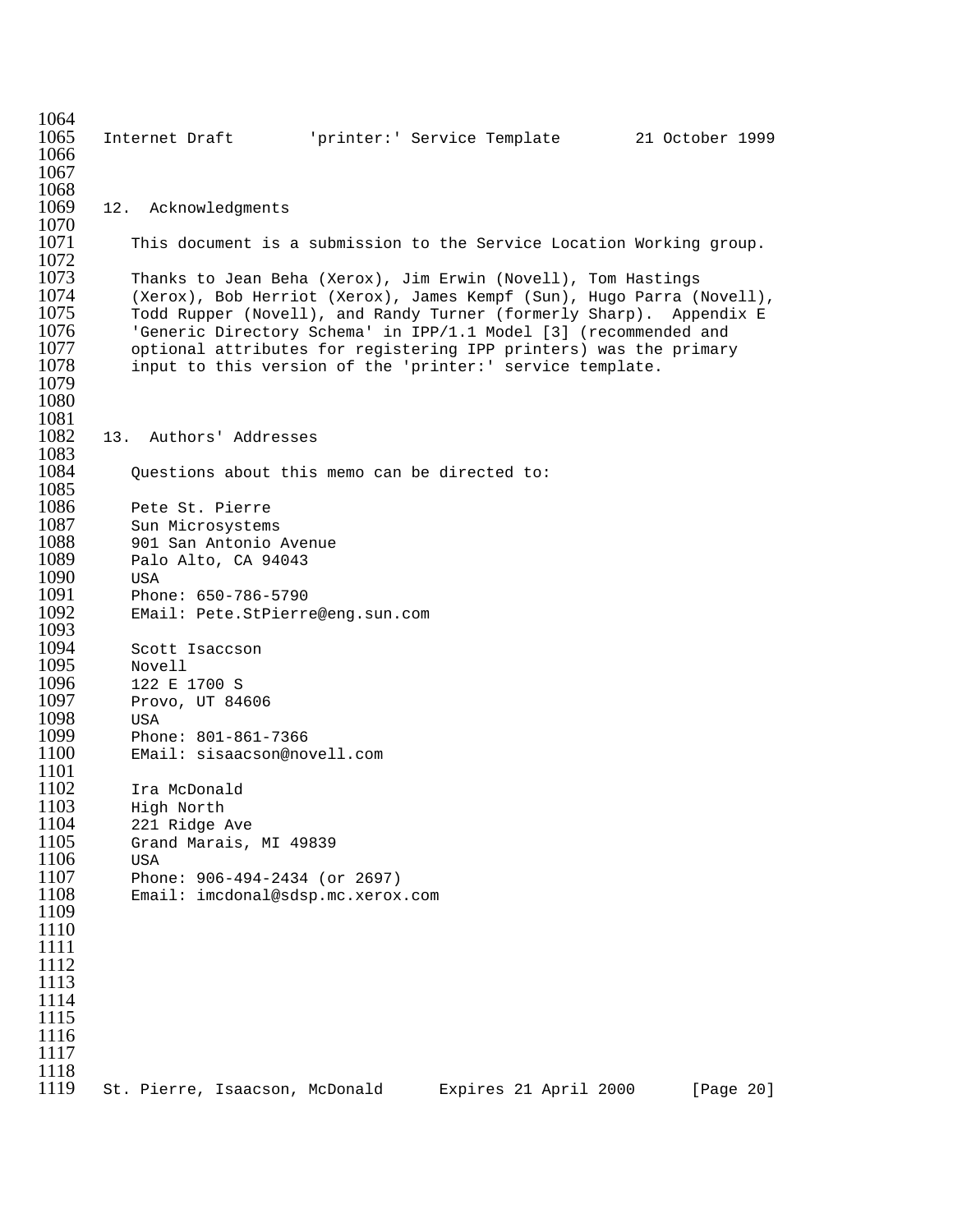## 12. Acknowledgments

This document is a submission to the Service Location Working group.

Thanks to Jean Beha (Xerox), Jim Erwin (Novell), Tom Hastings (Xerox), Bob Herriot (Xerox), James Kempf (Sun), Hugo Parra (Novell), Todd Rupper (Novell), and Randy Turner (formerly Sharp). Appendix E 'Generic Directory Schema' in IPP/1.1 Model [3] (recommended and optional attributes for registering IPP printers) was the primary input to this version of the 'printer:' service template.

## 13. Authors' Addresses

Questions about this memo can be directed to:

Pete St. Pierre
Sun Microsystems
901 San Antonio Avenue
Palo Alto, CA 94043
USA
Phone: 650-786-5790
EMail: Pete.StPierre@eng.sun.com

Scott Isaccson
Novell
122 E 1700 S
Provo, UT 84606
USA
Phone: 801-861-7366
EMail: sisaacson@novell.com

Ira McDonald
High North
221 Ridge Ave
Grand Marais, MI 49839
USA
Phone: 906-494-2434 (or 2697)
Email: imcdonal@sdsp.mc.xerox.com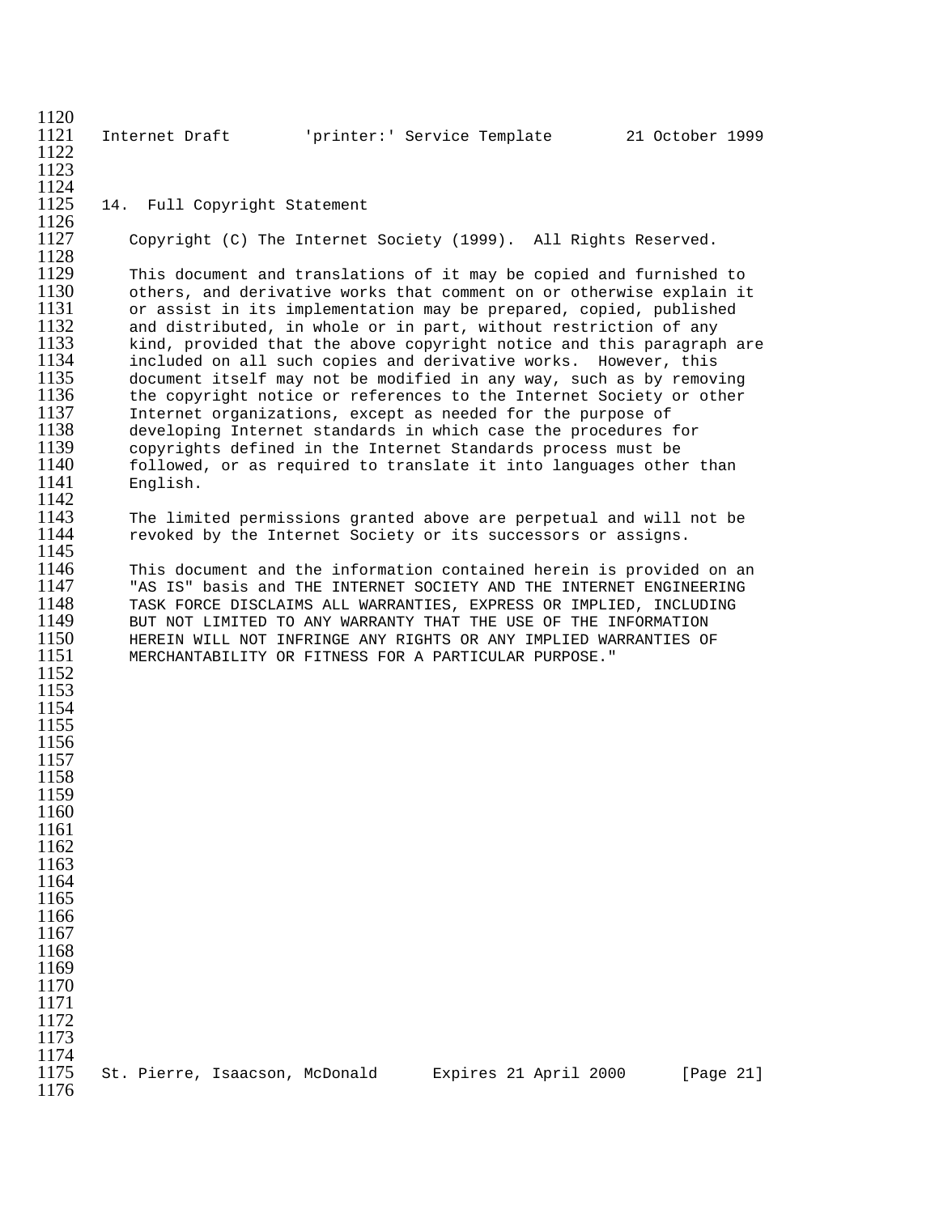## 14. Full Copyright Statement

Copyright (C) The Internet Society (1999). All Rights Reserved.

This document and translations of it may be copied and furnished to others, and derivative works that comment on or otherwise explain it or assist in its implementation may be prepared, copied, published and distributed, in whole or in part, without restriction of any kind, provided that the above copyright notice and this paragraph are included on all such copies and derivative works. However, this document itself may not be modified in any way, such as by removing the copyright notice or references to the Internet Society or other Internet organizations, except as needed for the purpose of developing Internet standards in which case the procedures for copyrights defined in the Internet Standards process must be followed, or as required to translate it into languages other than English.

The limited permissions granted above are perpetual and will not be revoked by the Internet Society or its successors or assigns.

This document and the information contained herein is provided on an "AS IS" basis and THE INTERNET SOCIETY AND THE INTERNET ENGINEERING TASK FORCE DISCLAIMS ALL WARRANTIES, EXPRESS OR IMPLIED, INCLUDING BUT NOT LIMITED TO ANY WARRANTY THAT THE USE OF THE INFORMATION HEREIN WILL NOT INFRINGE ANY RIGHTS OR ANY IMPLIED WARRANTIES OF MERCHANTABILITY OR FITNESS FOR A PARTICULAR PURPOSE."